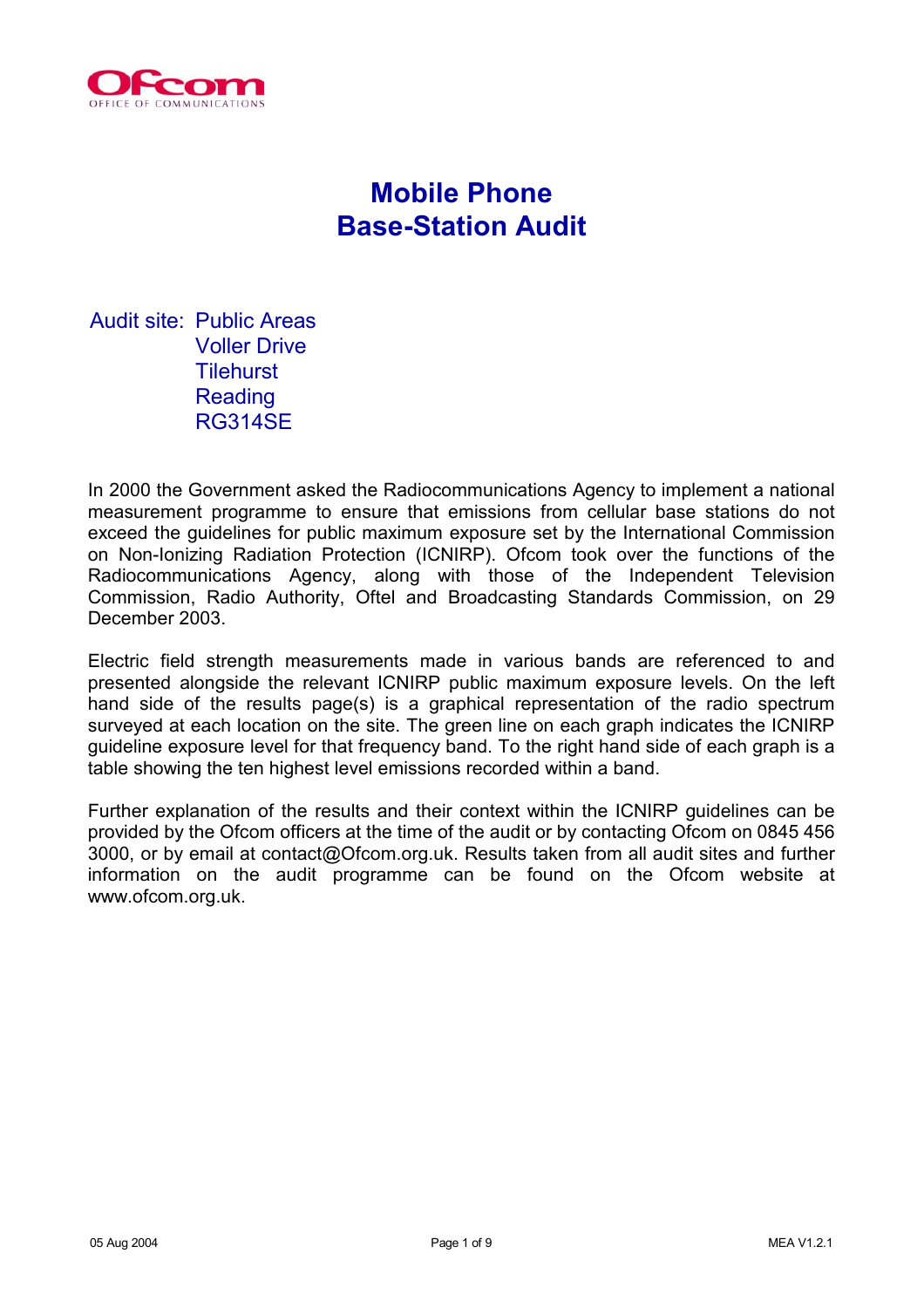Ofcom
OFFICE OF COMMUNICATIONS

# Mobile Phone Base-Station Audit

Audit site: Public Areas
Voller Drive
Tilehurst
Reading
RG314SE

In 2000 the Government asked the Radiocommunications Agency to implement a national measurement programme to ensure that emissions from cellular base stations do not exceed the guidelines for public maximum exposure set by the International Commission on Non-Ionizing Radiation Protection (ICNIRP). Ofcom took over the functions of the Radiocommunications Agency, along with those of the Independent Television Commission, Radio Authority, Oftel and Broadcasting Standards Commission, on 29 December 2003.

Electric field strength measurements made in various bands are referenced to and presented alongside the relevant ICNIRP public maximum exposure levels. On the left hand side of the results page(s) is a graphical representation of the radio spectrum surveyed at each location on the site. The green line on each graph indicates the ICNIRP guideline exposure level for that frequency band. To the right hand side of each graph is a table showing the ten highest level emissions recorded within a band.

Further explanation of the results and their context within the ICNIRP guidelines can be provided by the Ofcom officers at the time of the audit or by contacting Ofcom on 0845 456 3000, or by email at contact@Ofcom.org.uk. Results taken from all audit sites and further information on the audit programme can be found on the Ofcom website at www.ofcom.org.uk.

05 Aug 2004 MEA V1.2.1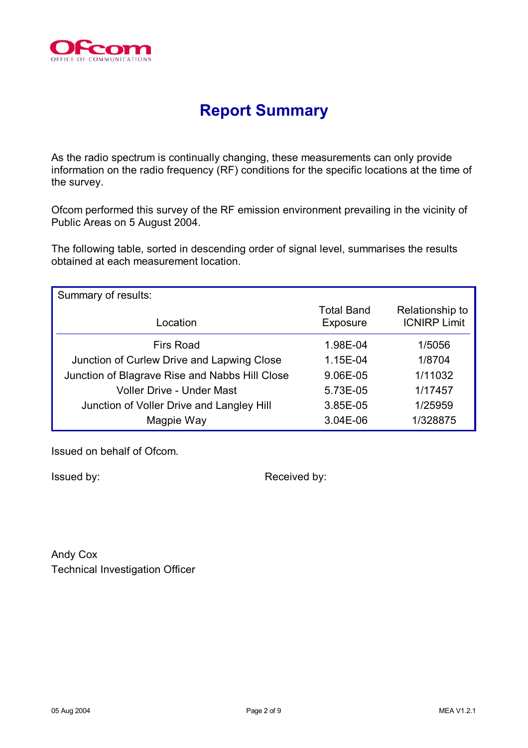# Report Summary

As the radio spectrum is continually changing, these measurements can only provide information on the radio frequency (RF) conditions for the specific locations at the time of the survey.

Ofcom performed this survey of the RF emission environment prevailing in the vicinity of Public Areas on 5 August 2004.

The following table, sorted in descending order of signal level, summarises the results obtained at each measurement location.

Summary of results:

| Location | Total Band Exposure | Relationship to ICNIRP Limit |
|---|---|---|
| Firs Road | 1.98E-04 | 1/5056 |
| Junction of Curlew Drive and Lapwing Close | 1.15E-04 | 1/8704 |
| Junction of Blagrave Rise and Nabbs Hill Close | 9.06E-05 | 1/11032 |
| Voller Drive - Under Mast | 5.73E-05 | 1/17457 |
| Junction of Voller Drive and Langley Hill | 3.85E-05 | 1/25959 |
| Magpie Way | 3.04E-06 | 1/328875 |

Issued on behalf of Ofcom.

Issued by: Received by:

Andy Cox
Technical Investigation Officer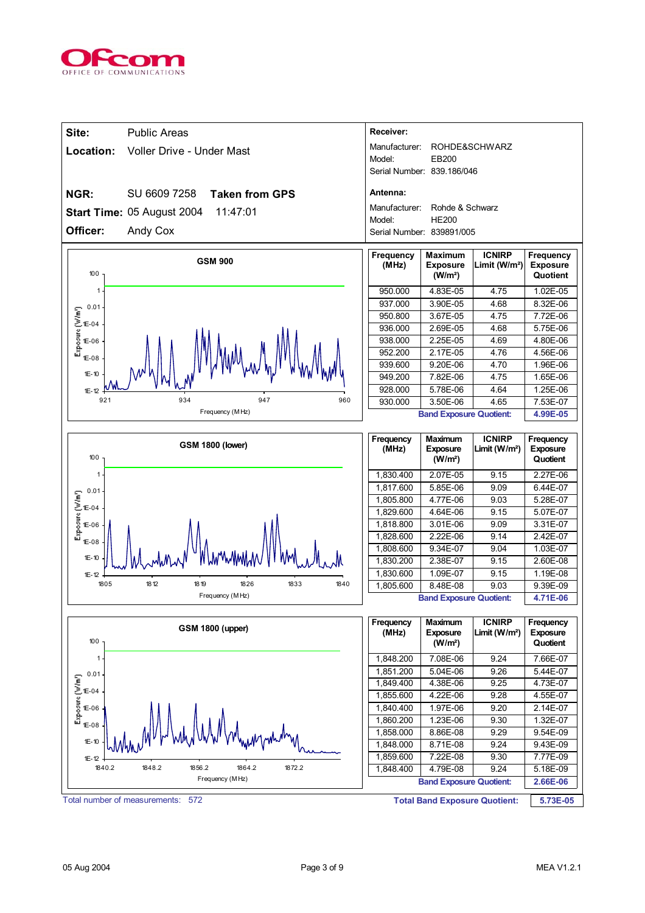**Site:** Public Areas

**Location:** Voller Drive - Under Mast

**NGR:** SU 6609 7258 **Taken from GPS**

**Start Time:** 05 August 2004 11:47:01

**Officer:** Andy Cox

**Receiver:**

Manufacturer: ROHDE&SCHWARZ
Model: EB200
Serial Number: 839.186/046

**Antenna:**

Manufacturer: Rohde & Schwarz
Model: HE200
Serial Number: 839891/005

**GSM 900**

| Frequency (MHz) | Maximum Exposure (W/m²) | ICNIRP Limit (W/m²) | Frequency Exposure Quotient |
|---|---|---|---|
| 950.000 | 4.83E-05 | 4.75 | 1.02E-05 |
| 937.000 | 3.90E-05 | 4.68 | 8.32E-06 |
| 950.800 | 3.67E-05 | 4.75 | 7.72E-06 |
| 936.000 | 2.69E-05 | 4.68 | 5.75E-06 |
| 938.000 | 2.25E-05 | 4.69 | 4.80E-06 |
| 952.200 | 2.17E-05 | 4.76 | 4.56E-06 |
| 939.600 | 9.20E-06 | 4.70 | 1.96E-06 |
| 949.200 | 7.82E-06 | 4.75 | 1.65E-06 |
| 928.000 | 5.78E-06 | 4.64 | 1.25E-06 |
| 930.000 | 3.50E-06 | 4.65 | 7.53E-07 |
| | **Band Exposure Quotient:** | | **4.99E-05** |

**GSM 1800 (lower)**

| Frequency (MHz) | Maximum Exposure (W/m²) | ICNIRP Limit (W/m²) | Frequency Exposure Quotient |
|---|---|---|---|
| 1,830.400 | 2.07E-05 | 9.15 | 2.27E-06 |
| 1,817.600 | 5.85E-06 | 9.09 | 6.44E-07 |
| 1,805.800 | 4.77E-06 | 9.03 | 5.28E-07 |
| 1,829.600 | 4.64E-06 | 9.15 | 5.07E-07 |
| 1,818.800 | 3.01E-06 | 9.09 | 3.31E-07 |
| 1,828.600 | 2.22E-06 | 9.14 | 2.42E-07 |
| 1,808.600 | 9.34E-07 | 9.04 | 1.03E-07 |
| 1,830.200 | 2.38E-07 | 9.15 | 2.60E-08 |
| 1,830.600 | 1.09E-07 | 9.15 | 1.19E-08 |
| 1,805.600 | 8.48E-08 | 9.03 | 9.39E-09 |
| | **Band Exposure Quotient:** | | **4.71E-06** |

**GSM 1800 (upper)**

| Frequency (MHz) | Maximum Exposure (W/m²) | ICNIRP Limit (W/m²) | Frequency Exposure Quotient |
|---|---|---|---|
| 1,848.200 | 7.08E-06 | 9.24 | 7.66E-07 |
| 1,851.200 | 5.04E-06 | 9.26 | 5.44E-07 |
| 1,849.400 | 4.38E-06 | 9.25 | 4.73E-07 |
| 1,855.600 | 4.22E-06 | 9.28 | 4.55E-07 |
| 1,840.400 | 1.97E-06 | 9.20 | 2.14E-07 |
| 1,860.200 | 1.23E-06 | 9.30 | 1.32E-07 |
| 1,858.000 | 8.86E-08 | 9.29 | 9.54E-09 |
| 1,848.000 | 8.71E-08 | 9.24 | 9.43E-09 |
| 1,859.600 | 7.22E-08 | 9.30 | 7.77E-09 |
| 1,848.400 | 4.79E-08 | 9.24 | 5.18E-09 |
| | **Band Exposure Quotient:** | | **2.66E-06** |

Total number of measurements: 572

**Total Band Exposure Quotient: 5.73E-05**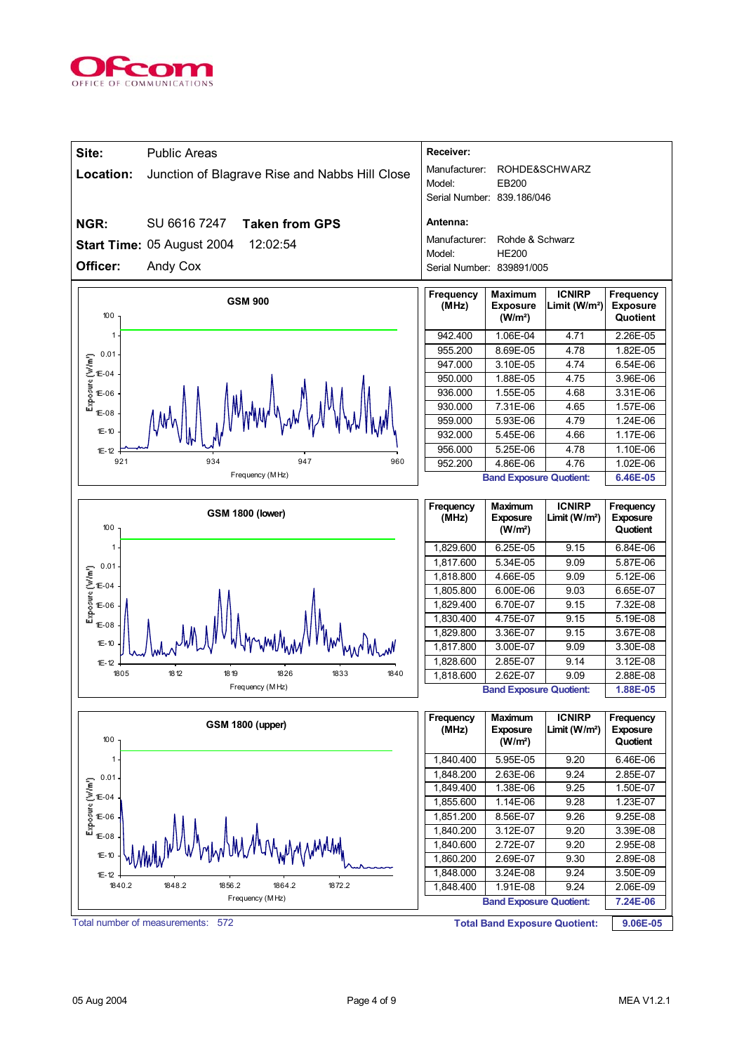| | |
|---|---|
| **Site:** | Public Areas |
| **Location:** | Junction of Blagrave Rise and Nabbs Hill Close |
| **NGR:** | SU 6616 7247 **Taken from GPS** |
| **Start Time:** | 05 August 2004 12:02:54 |
| **Officer:** | Andy Cox |

**Receiver:**

Manufacturer: ROHDE&SCHWARZ
Model: EB200
Serial Number: 839.186/046

**Antenna:**

Manufacturer: Rohde & Schwarz
Model: HE200
Serial Number: 839891/005

**GSM 900**

| Frequency (MHz) | Maximum Exposure (W/m²) | ICNIRP Limit (W/m²) | Frequency Exposure Quotient |
|---|---|---|---|
| 942.400 | 1.06E-04 | 4.71 | 2.26E-05 |
| 955.200 | 8.69E-05 | 4.78 | 1.82E-05 |
| 947.000 | 3.10E-05 | 4.74 | 6.54E-06 |
| 950.000 | 1.88E-05 | 4.75 | 3.96E-06 |
| 936.000 | 1.55E-05 | 4.68 | 3.31E-06 |
| 930.000 | 7.31E-06 | 4.65 | 1.57E-06 |
| 959.000 | 5.93E-06 | 4.79 | 1.24E-06 |
| 932.000 | 5.45E-06 | 4.66 | 1.17E-06 |
| 956.000 | 5.25E-06 | 4.78 | 1.10E-06 |
| 952.200 | 4.86E-06 | 4.76 | 1.02E-06 |
| | | **Band Exposure Quotient:** | **6.46E-05** |

**GSM 1800 (lower)**

| Frequency (MHz) | Maximum Exposure (W/m²) | ICNIRP Limit (W/m²) | Frequency Exposure Quotient |
|---|---|---|---|
| 1,829.600 | 6.25E-05 | 9.15 | 6.84E-06 |
| 1,817.600 | 5.34E-05 | 9.09 | 5.87E-06 |
| 1,818.800 | 4.66E-05 | 9.09 | 5.12E-06 |
| 1,805.800 | 6.00E-06 | 9.03 | 6.65E-07 |
| 1,829.400 | 6.70E-07 | 9.15 | 7.32E-08 |
| 1,830.400 | 4.75E-07 | 9.15 | 5.19E-08 |
| 1,829.800 | 3.36E-07 | 9.15 | 3.67E-08 |
| 1,817.800 | 3.00E-07 | 9.09 | 3.30E-08 |
| 1,828.600 | 2.85E-07 | 9.14 | 3.12E-08 |
| 1,818.600 | 2.62E-07 | 9.09 | 2.88E-08 |
| | | **Band Exposure Quotient:** | **1.88E-05** |

**GSM 1800 (upper)**

| Frequency (MHz) | Maximum Exposure (W/m²) | ICNIRP Limit (W/m²) | Frequency Exposure Quotient |
|---|---|---|---|
| 1,840.400 | 5.95E-05 | 9.20 | 6.46E-06 |
| 1,848.200 | 2.63E-06 | 9.24 | 2.85E-07 |
| 1,849.400 | 1.38E-06 | 9.25 | 1.50E-07 |
| 1,855.600 | 1.14E-06 | 9.28 | 1.23E-07 |
| 1,851.200 | 8.56E-07 | 9.26 | 9.25E-08 |
| 1,840.200 | 3.12E-07 | 9.20 | 3.39E-08 |
| 1,840.600 | 2.72E-07 | 9.20 | 2.95E-08 |
| 1,860.200 | 2.69E-07 | 9.30 | 2.89E-08 |
| 1,848.000 | 3.24E-08 | 9.24 | 3.50E-09 |
| 1,848.400 | 1.91E-08 | 9.24 | 2.06E-09 |
| | | **Band Exposure Quotient:** | **7.24E-06** |

Total number of measurements: 572

**Total Band Exposure Quotient:** **9.06E-05**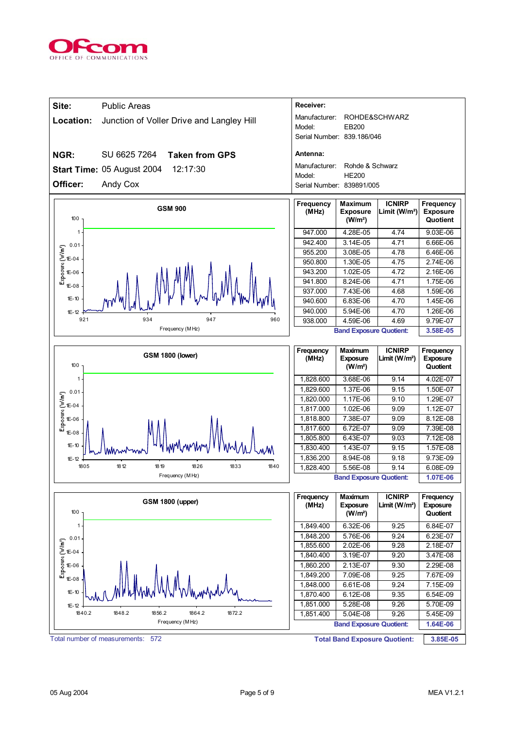| | |
|---|---|
| **Site:** | Public Areas |
| **Location:** | Junction of Voller Drive and Langley Hill |
| **NGR:** | SU 6625 7264 **Taken from GPS** |
| **Start Time:** | 05 August 2004 12:17:30 |
| **Officer:** | Andy Cox |

**Receiver:**

Manufacturer: ROHDE&SCHWARZ
Model: EB200
Serial Number: 839.186/046

**Antenna:**

Manufacturer: Rohde & Schwarz
Model: HE200
Serial Number: 839891/005

**GSM 900**

| Frequency (MHz) | Maximum Exposure (W/m²) | ICNIRP Limit (W/m²) | Frequency Exposure Quotient |
|---|---|---|---|
| 947.000 | 4.28E-05 | 4.74 | 9.03E-06 |
| 942.400 | 3.14E-05 | 4.71 | 6.66E-06 |
| 955.200 | 3.08E-05 | 4.78 | 6.46E-06 |
| 950.800 | 1.30E-05 | 4.75 | 2.74E-06 |
| 943.200 | 1.02E-05 | 4.72 | 2.16E-06 |
| 941.800 | 8.24E-06 | 4.71 | 1.75E-06 |
| 937.000 | 7.43E-06 | 4.68 | 1.59E-06 |
| 940.600 | 6.83E-06 | 4.70 | 1.45E-06 |
| 940.000 | 5.94E-06 | 4.70 | 1.26E-06 |
| 938.000 | 4.59E-06 | 4.69 | 9.79E-07 |
| | | **Band Exposure Quotient:** | **3.58E-05** |

**GSM 1800 (lower)**

| Frequency (MHz) | Maximum Exposure (W/m²) | ICNIRP Limit (W/m²) | Frequency Exposure Quotient |
|---|---|---|---|
| 1,828.600 | 3.68E-06 | 9.14 | 4.02E-07 |
| 1,829.600 | 1.37E-06 | 9.15 | 1.50E-07 |
| 1,820.000 | 1.17E-06 | 9.10 | 1.29E-07 |
| 1,817.000 | 1.02E-06 | 9.09 | 1.12E-07 |
| 1,818.800 | 7.38E-07 | 9.09 | 8.12E-08 |
| 1,817.600 | 6.72E-07 | 9.09 | 7.39E-08 |
| 1,805.800 | 6.43E-07 | 9.03 | 7.12E-08 |
| 1,830.400 | 1.43E-07 | 9.15 | 1.57E-08 |
| 1,836.200 | 8.94E-08 | 9.18 | 9.73E-09 |
| 1,828.400 | 5.56E-08 | 9.14 | 6.08E-09 |
| | | **Band Exposure Quotient:** | **1.07E-06** |

**GSM 1800 (upper)**

| Frequency (MHz) | Maximum Exposure (W/m²) | ICNIRP Limit (W/m²) | Frequency Exposure Quotient |
|---|---|---|---|
| 1,849.400 | 6.32E-06 | 9.25 | 6.84E-07 |
| 1,848.200 | 5.76E-06 | 9.24 | 6.23E-07 |
| 1,855.600 | 2.02E-06 | 9.28 | 2.18E-07 |
| 1,840.400 | 3.19E-07 | 9.20 | 3.47E-08 |
| 1,860.200 | 2.13E-07 | 9.30 | 2.29E-08 |
| 1,849.200 | 7.09E-08 | 9.25 | 7.67E-09 |
| 1,848.000 | 6.61E-08 | 9.24 | 7.15E-09 |
| 1,870.400 | 6.12E-08 | 9.35 | 6.54E-09 |
| 1,851.000 | 5.28E-08 | 9.26 | 5.70E-09 |
| 1,851.400 | 5.04E-08 | 9.26 | 5.45E-09 |
| | | **Band Exposure Quotient:** | **1.64E-06** |

Total number of measurements: 572

**Total Band Exposure Quotient: 3.85E-05**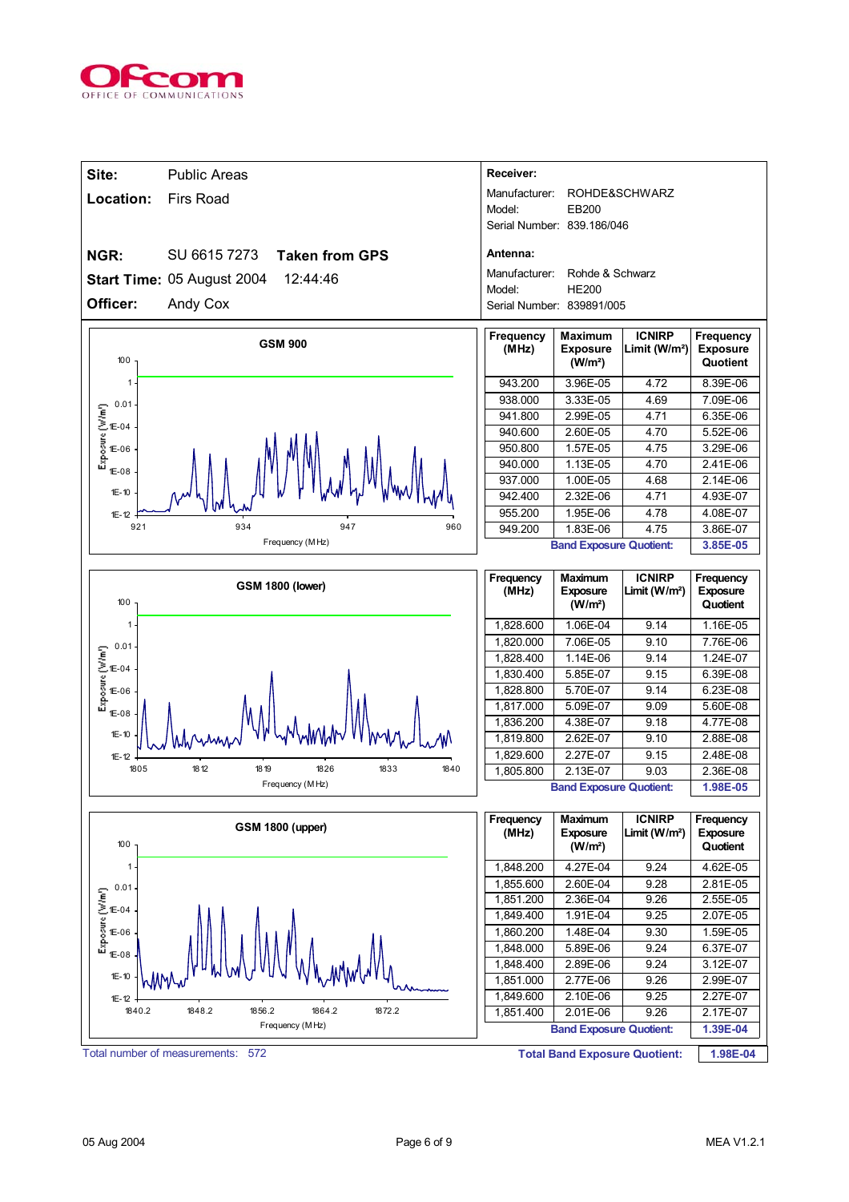| **Site:** | Public Areas |
|---|---|
| **Location:** | Firs Road |
| **NGR:** | SU 6615 7273 **Taken from GPS** |
| **Start Time:** | 05 August 2004 12:44:46 |
| **Officer:** | Andy Cox |

**Receiver:**

Manufacturer: ROHDE&SCHWARZ
Model: EB200
Serial Number: 839.186/046

**Antenna:**

Manufacturer: Rohde & Schwarz
Model: HE200
Serial Number: 839891/005

**GSM 900**

| Frequency (MHz) | Maximum Exposure (W/m²) | ICNIRP Limit (W/m²) | Frequency Exposure Quotient |
|---|---|---|---|
| 943.200 | 3.96E-05 | 4.72 | 8.39E-06 |
| 938.000 | 3.33E-05 | 4.69 | 7.09E-06 |
| 941.800 | 2.99E-05 | 4.71 | 6.35E-06 |
| 940.600 | 2.60E-05 | 4.70 | 5.52E-06 |
| 950.800 | 1.57E-05 | 4.75 | 3.29E-06 |
| 940.000 | 1.13E-05 | 4.70 | 2.41E-06 |
| 937.000 | 1.00E-05 | 4.68 | 2.14E-06 |
| 942.400 | 2.32E-06 | 4.71 | 4.93E-07 |
| 955.200 | 1.95E-06 | 4.78 | 4.08E-07 |
| 949.200 | 1.83E-06 | 4.75 | 3.86E-07 |
| | **Band Exposure Quotient:** | | **3.85E-05** |

**GSM 1800 (lower)**

| Frequency (MHz) | Maximum Exposure (W/m²) | ICNIRP Limit (W/m²) | Frequency Exposure Quotient |
|---|---|---|---|
| 1,828.600 | 1.06E-04 | 9.14 | 1.16E-05 |
| 1,820.000 | 7.06E-05 | 9.10 | 7.76E-06 |
| 1,828.400 | 1.14E-06 | 9.14 | 1.24E-07 |
| 1,830.400 | 5.85E-07 | 9.15 | 6.39E-08 |
| 1,828.800 | 5.70E-07 | 9.14 | 6.23E-08 |
| 1,817.000 | 5.09E-07 | 9.09 | 5.60E-08 |
| 1,836.200 | 4.38E-07 | 9.18 | 4.77E-08 |
| 1,819.800 | 2.62E-07 | 9.10 | 2.88E-08 |
| 1,829.600 | 2.27E-07 | 9.15 | 2.48E-08 |
| 1,805.800 | 2.13E-07 | 9.03 | 2.36E-08 |
| | **Band Exposure Quotient:** | | **1.98E-05** |

**GSM 1800 (upper)**

| Frequency (MHz) | Maximum Exposure (W/m²) | ICNIRP Limit (W/m²) | Frequency Exposure Quotient |
|---|---|---|---|
| 1,848.200 | 4.27E-04 | 9.24 | 4.62E-05 |
| 1,855.600 | 2.60E-04 | 9.28 | 2.81E-05 |
| 1,851.200 | 2.36E-04 | 9.26 | 2.55E-05 |
| 1,849.400 | 1.91E-04 | 9.25 | 2.07E-05 |
| 1,860.200 | 1.48E-04 | 9.30 | 1.59E-05 |
| 1,848.000 | 5.89E-06 | 9.24 | 6.37E-07 |
| 1,848.400 | 2.89E-06 | 9.24 | 3.12E-07 |
| 1,851.000 | 2.77E-06 | 9.26 | 2.99E-07 |
| 1,849.600 | 2.10E-06 | 9.25 | 2.27E-07 |
| 1,851.400 | 2.01E-06 | 9.26 | 2.17E-07 |
| | **Band Exposure Quotient:** | | **1.39E-04** |

Total number of measurements: 572

**Total Band Exposure Quotient: 1.98E-04**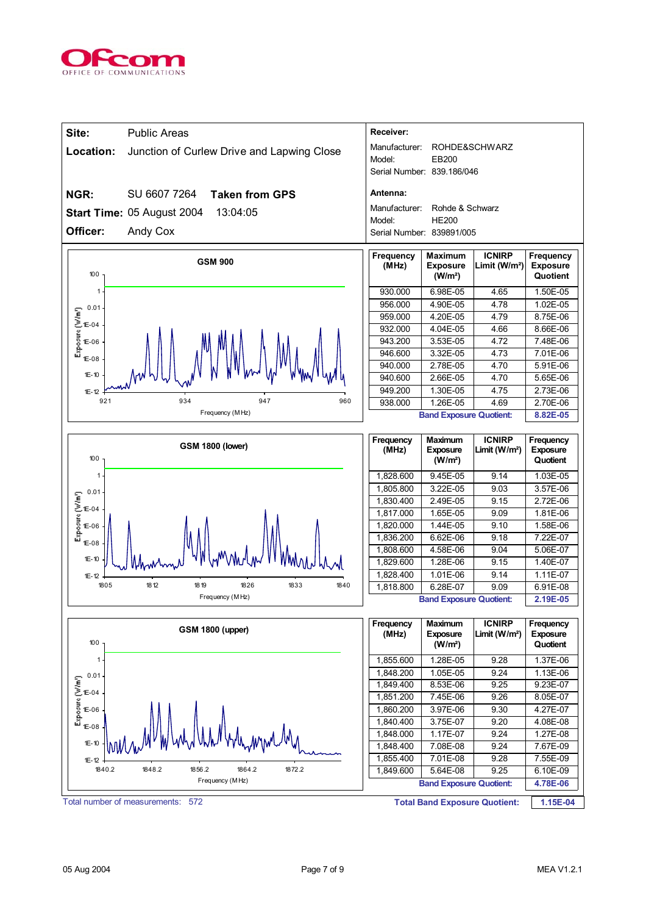**Site:** Public Areas

**Location:** Junction of Curlew Drive and Lapwing Close

**NGR:** SU 6607 7264 **Taken from GPS**

**Start Time:** 05 August 2004 13:04:05

**Officer:** Andy Cox

**Receiver:**

Manufacturer: ROHDE&SCHWARZ
Model: EB200
Serial Number: 839.186/046

**Antenna:**

Manufacturer: Rohde & Schwarz
Model: HE200
Serial Number: 839891/005

**GSM 900**

| Frequency (MHz) | Maximum Exposure (W/m²) | ICNIRP Limit (W/m²) | Frequency Exposure Quotient |
|---|---|---|---|
| 930.000 | 6.98E-05 | 4.65 | 1.50E-05 |
| 956.000 | 4.90E-05 | 4.78 | 1.02E-05 |
| 959.000 | 4.20E-05 | 4.79 | 8.75E-06 |
| 932.000 | 4.04E-05 | 4.66 | 8.66E-06 |
| 943.200 | 3.53E-05 | 4.72 | 7.48E-06 |
| 946.600 | 3.32E-05 | 4.73 | 7.01E-06 |
| 940.000 | 2.78E-05 | 4.70 | 5.91E-06 |
| 940.600 | 2.66E-05 | 4.70 | 5.65E-06 |
| 949.200 | 1.30E-05 | 4.75 | 2.73E-06 |
| 938.000 | 1.26E-05 | 4.69 | 2.70E-06 |
| | | **Band Exposure Quotient:** | **8.82E-05** |

**GSM 1800 (lower)**

| Frequency (MHz) | Maximum Exposure (W/m²) | ICNIRP Limit (W/m²) | Frequency Exposure Quotient |
|---|---|---|---|
| 1,828.600 | 9.45E-05 | 9.14 | 1.03E-05 |
| 1,805.800 | 3.22E-05 | 9.03 | 3.57E-06 |
| 1,830.400 | 2.49E-05 | 9.15 | 2.72E-06 |
| 1,817.000 | 1.65E-05 | 9.09 | 1.81E-06 |
| 1,820.000 | 1.44E-05 | 9.10 | 1.58E-06 |
| 1,836.200 | 6.62E-06 | 9.18 | 7.22E-07 |
| 1,808.600 | 4.58E-06 | 9.04 | 5.06E-07 |
| 1,829.600 | 1.28E-06 | 9.15 | 1.40E-07 |
| 1,828.400 | 1.01E-06 | 9.14 | 1.11E-07 |
| 1,818.800 | 6.28E-07 | 9.09 | 6.91E-08 |
| | | **Band Exposure Quotient:** | **2.19E-05** |

**GSM 1800 (upper)**

| Frequency (MHz) | Maximum Exposure (W/m²) | ICNIRP Limit (W/m²) | Frequency Exposure Quotient |
|---|---|---|---|
| 1,855.600 | 1.28E-05 | 9.28 | 1.37E-06 |
| 1,848.200 | 1.05E-05 | 9.24 | 1.13E-06 |
| 1,849.400 | 8.53E-06 | 9.25 | 9.23E-07 |
| 1,851.200 | 7.45E-06 | 9.26 | 8.05E-07 |
| 1,860.200 | 3.97E-06 | 9.30 | 4.27E-07 |
| 1,840.400 | 3.75E-07 | 9.20 | 4.08E-08 |
| 1,848.000 | 1.17E-07 | 9.24 | 1.27E-08 |
| 1,848.400 | 7.08E-08 | 9.24 | 7.67E-09 |
| 1,855.400 | 7.01E-08 | 9.28 | 7.55E-09 |
| 1,849.600 | 5.64E-08 | 9.25 | 6.10E-09 |
| | | **Band Exposure Quotient:** | **4.78E-06** |

Total number of measurements: 572

**Total Band Exposure Quotient:** **1.15E-04**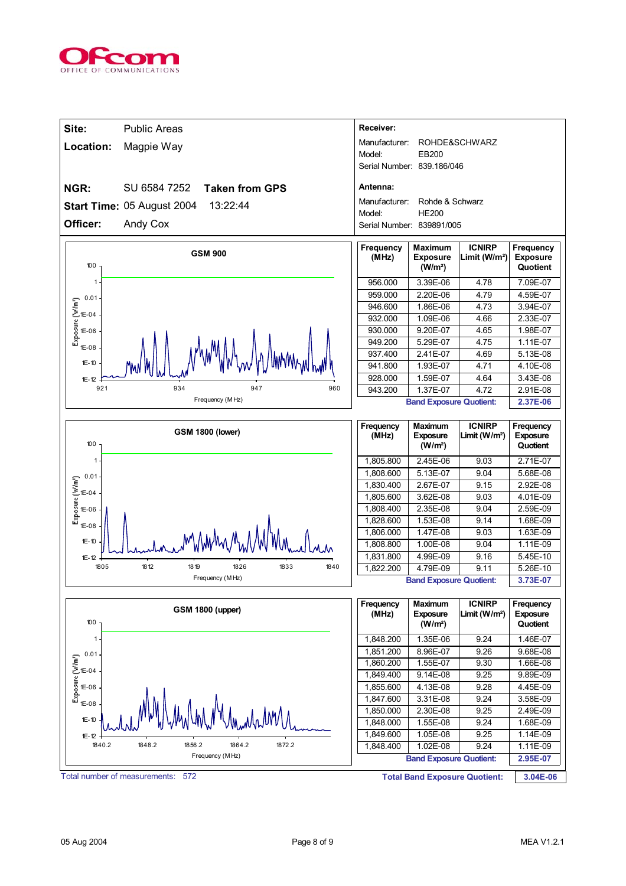| **Site:** | Public Areas |
| --- | --- |
| **Location:** | Magpie Way |
| **NGR:** | SU 6584 7252 **Taken from GPS** |
| **Start Time:** | 05 August 2004 13:22:44 |
| **Officer:** | Andy Cox |

**Receiver:**

Manufacturer: ROHDE&SCHWARZ
Model: EB200
Serial Number: 839.186/046

**Antenna:**

Manufacturer: Rohde & Schwarz
Model: HE200
Serial Number: 839891/005

**GSM 900**

| Frequency (MHz) | Maximum Exposure (W/m²) | ICNIRP Limit (W/m²) | Frequency Exposure Quotient |
| --- | --- | --- | --- |
| 956.000 | 3.39E-06 | 4.78 | 7.09E-07 |
| 959.000 | 2.20E-06 | 4.79 | 4.59E-07 |
| 946.600 | 1.86E-06 | 4.73 | 3.94E-07 |
| 932.000 | 1.09E-06 | 4.66 | 2.33E-07 |
| 930.000 | 9.20E-07 | 4.65 | 1.98E-07 |
| 949.200 | 5.29E-07 | 4.75 | 1.11E-07 |
| 937.400 | 2.41E-07 | 4.69 | 5.13E-08 |
| 941.800 | 1.93E-07 | 4.71 | 4.10E-08 |
| 928.000 | 1.59E-07 | 4.64 | 3.43E-08 |
| 943.200 | 1.37E-07 | 4.72 | 2.91E-08 |
| | **Band Exposure Quotient:** | | **2.37E-06** |

**GSM 1800 (lower)**

| Frequency (MHz) | Maximum Exposure (W/m²) | ICNIRP Limit (W/m²) | Frequency Exposure Quotient |
| --- | --- | --- | --- |
| 1,805.800 | 2.45E-06 | 9.03 | 2.71E-07 |
| 1,808.600 | 5.13E-07 | 9.04 | 5.68E-08 |
| 1,830.400 | 2.67E-07 | 9.15 | 2.92E-08 |
| 1,805.600 | 3.62E-08 | 9.03 | 4.01E-09 |
| 1,808.400 | 2.35E-08 | 9.04 | 2.59E-09 |
| 1,828.600 | 1.53E-08 | 9.14 | 1.68E-09 |
| 1,806.000 | 1.47E-08 | 9.03 | 1.63E-09 |
| 1,808.800 | 1.00E-08 | 9.04 | 1.11E-09 |
| 1,831.800 | 4.99E-09 | 9.16 | 5.45E-10 |
| 1,822.200 | 4.79E-09 | 9.11 | 5.26E-10 |
| | **Band Exposure Quotient:** | | **3.73E-07** |

**GSM 1800 (upper)**

| Frequency (MHz) | Maximum Exposure (W/m²) | ICNIRP Limit (W/m²) | Frequency Exposure Quotient |
| --- | --- | --- | --- |
| 1,848.200 | 1.35E-06 | 9.24 | 1.46E-07 |
| 1,851.200 | 8.96E-07 | 9.26 | 9.68E-08 |
| 1,860.200 | 1.55E-07 | 9.30 | 1.66E-08 |
| 1,849.400 | 9.14E-08 | 9.25 | 9.89E-09 |
| 1,855.600 | 4.13E-08 | 9.28 | 4.45E-09 |
| 1,847.600 | 3.31E-08 | 9.24 | 3.58E-09 |
| 1,850.000 | 2.30E-08 | 9.25 | 2.49E-09 |
| 1,848.000 | 1.55E-08 | 9.24 | 1.68E-09 |
| 1,849.600 | 1.05E-08 | 9.25 | 1.14E-09 |
| 1,848.400 | 1.02E-08 | 9.24 | 1.11E-09 |
| | **Band Exposure Quotient:** | | **2.95E-07** |

Total number of measurements: 572

**Total Band Exposure Quotient: 3.04E-06**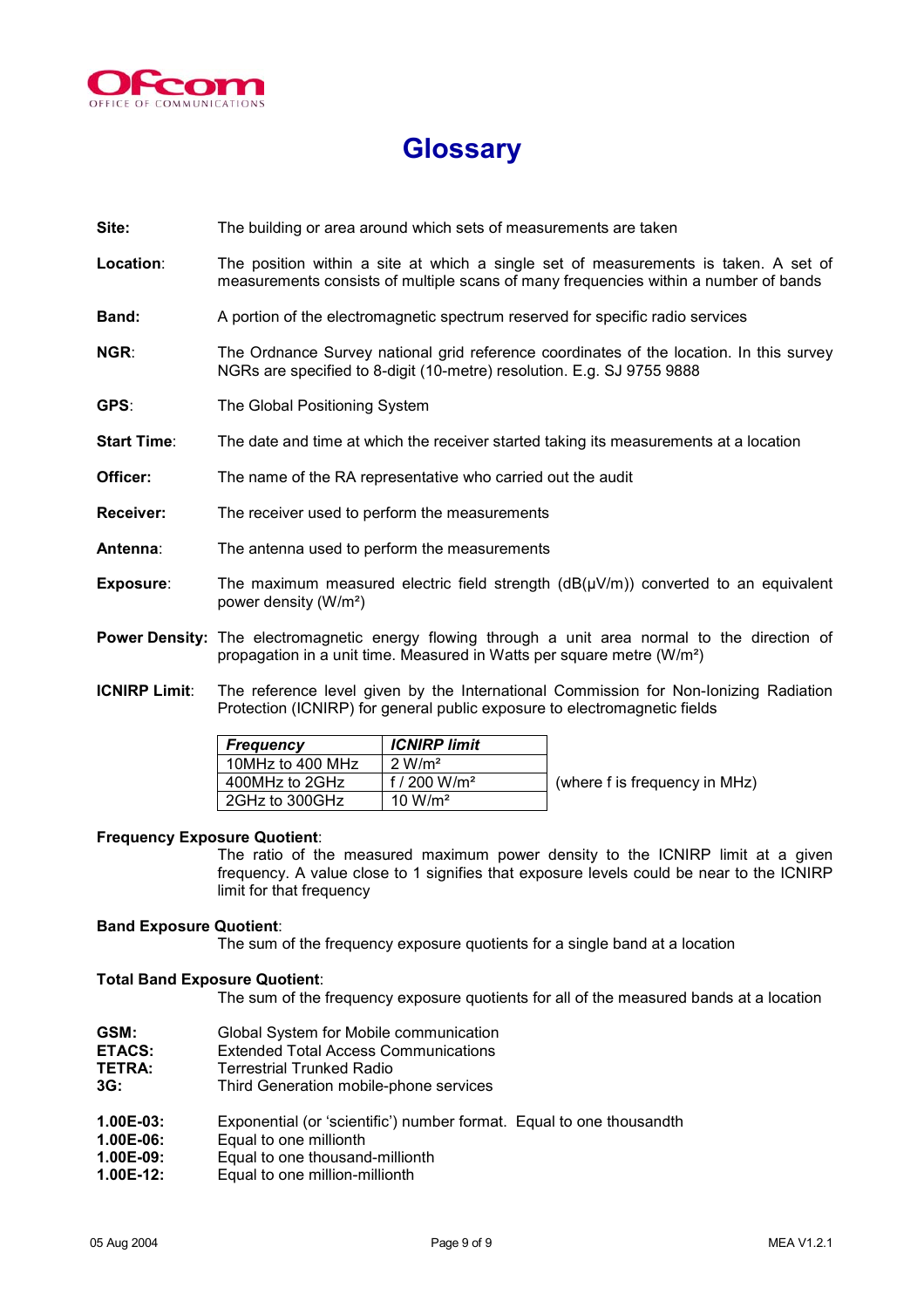# Glossary

**Site:** The building or area around which sets of measurements are taken

**Location**: The position within a site at which a single set of measurements is taken. A set of measurements consists of multiple scans of many frequencies within a number of bands

**Band:** A portion of the electromagnetic spectrum reserved for specific radio services

**NGR**: The Ordnance Survey national grid reference coordinates of the location. In this survey NGRs are specified to 8-digit (10-metre) resolution. E.g. SJ 9755 9888

**GPS**: The Global Positioning System

**Start Time**: The date and time at which the receiver started taking its measurements at a location

**Officer:** The name of the RA representative who carried out the audit

**Receiver:** The receiver used to perform the measurements

**Antenna**: The antenna used to perform the measurements

**Exposure**: The maximum measured electric field strength (dB(μV/m)) converted to an equivalent power density (W/m²)

**Power Density:** The electromagnetic energy flowing through a unit area normal to the direction of propagation in a unit time. Measured in Watts per square metre (W/m²)

**ICNIRP Limit**: The reference level given by the International Commission for Non-Ionizing Radiation Protection (ICNIRP) for general public exposure to electromagnetic fields

| *Frequency* | *ICNIRP limit* |
|---|---|
| 10MHz to 400 MHz | 2 W/m² |
| 400MHz to 2GHz | f / 200 W/m² |
| 2GHz to 300GHz | 10 W/m² |

(where f is frequency in MHz)

**Frequency Exposure Quotient**:
The ratio of the measured maximum power density to the ICNIRP limit at a given frequency. A value close to 1 signifies that exposure levels could be near to the ICNIRP limit for that frequency

**Band Exposure Quotient**:
The sum of the frequency exposure quotients for a single band at a location

**Total Band Exposure Quotient**:
The sum of the frequency exposure quotients for all of the measured bands at a location

**GSM:** Global System for Mobile communication
**ETACS:** Extended Total Access Communications
**TETRA:** Terrestrial Trunked Radio
**3G:** Third Generation mobile-phone services

**1.00E-03:** Exponential (or 'scientific') number format. Equal to one thousandth
**1.00E-06:** Equal to one millionth
**1.00E-09:** Equal to one thousand-millionth
**1.00E-12:** Equal to one million-millionth